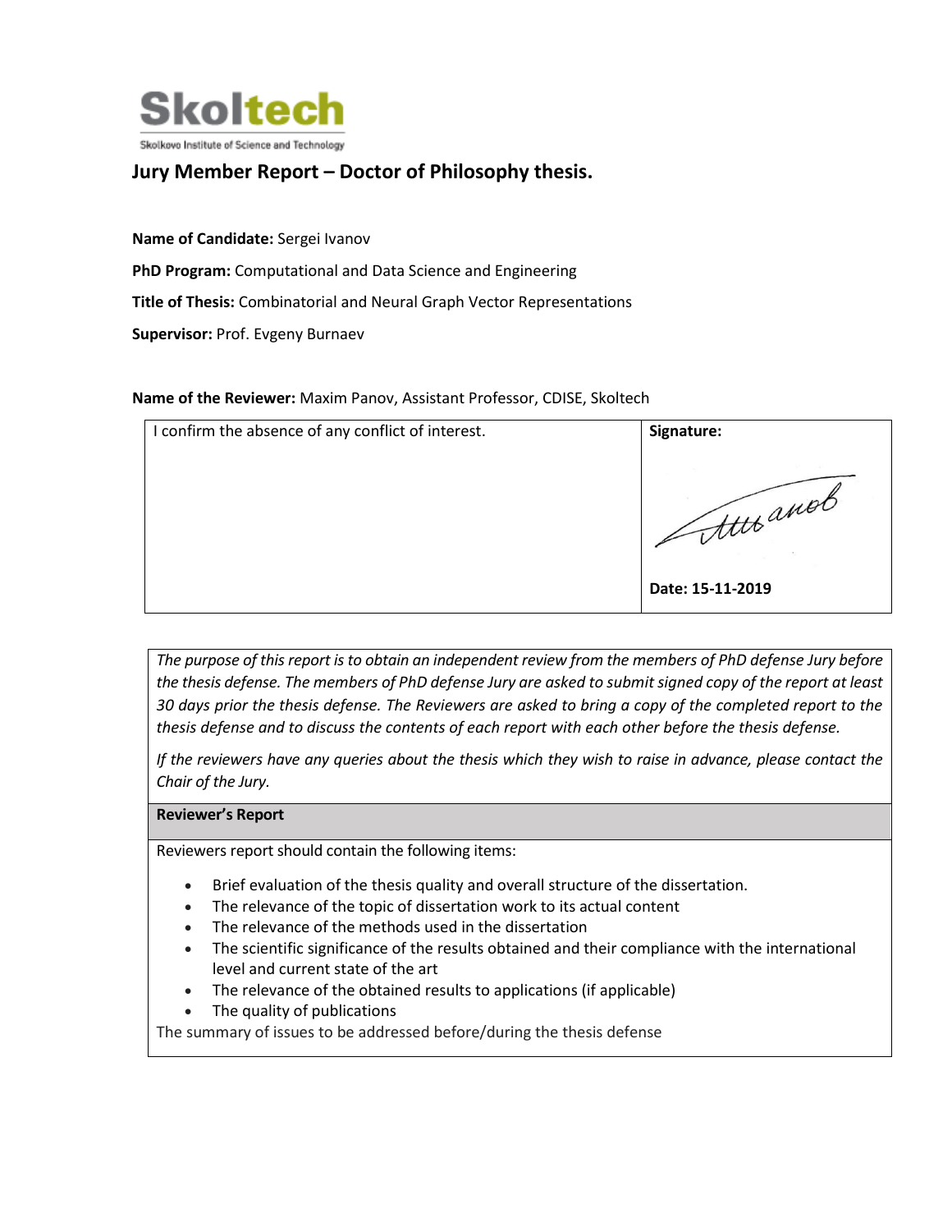Skoltech

Skolkovo Institute of Science and Technology

## Jury Member Report – Doctor of Philosophy thesis.

**Name of Candidate:** Sergei Ivanov

**PhD Program:** Computational and Data Science and Engineering

**Title of Thesis:** Combinatorial and Neural Graph Vector Representations

**Supervisor:** Prof. Evgeny Burnaev

**Name of the Reviewer:** Maxim Panov, Assistant Professor, CDISE, Skoltech

| I confirm the absence of any conflict of interest. | **Signature:** |
| --- | --- |
| | **Date: 15-11-2019** |

*The purpose of this report is to obtain an independent review from the members of PhD defense Jury before the thesis defense. The members of PhD defense Jury are asked to submit signed copy of the report at least 30 days prior the thesis defense. The Reviewers are asked to bring a copy of the completed report to the thesis defense and to discuss the contents of each report with each other before the thesis defense.*

*If the reviewers have any queries about the thesis which they wish to raise in advance, please contact the Chair of the Jury.*

**Reviewer's Report**

Reviewers report should contain the following items:

- Brief evaluation of the thesis quality and overall structure of the dissertation.
- The relevance of the topic of dissertation work to its actual content
- The relevance of the methods used in the dissertation
- The scientific significance of the results obtained and their compliance with the international level and current state of the art
- The relevance of the obtained results to applications (if applicable)
- The quality of publications

The summary of issues to be addressed before/during the thesis defense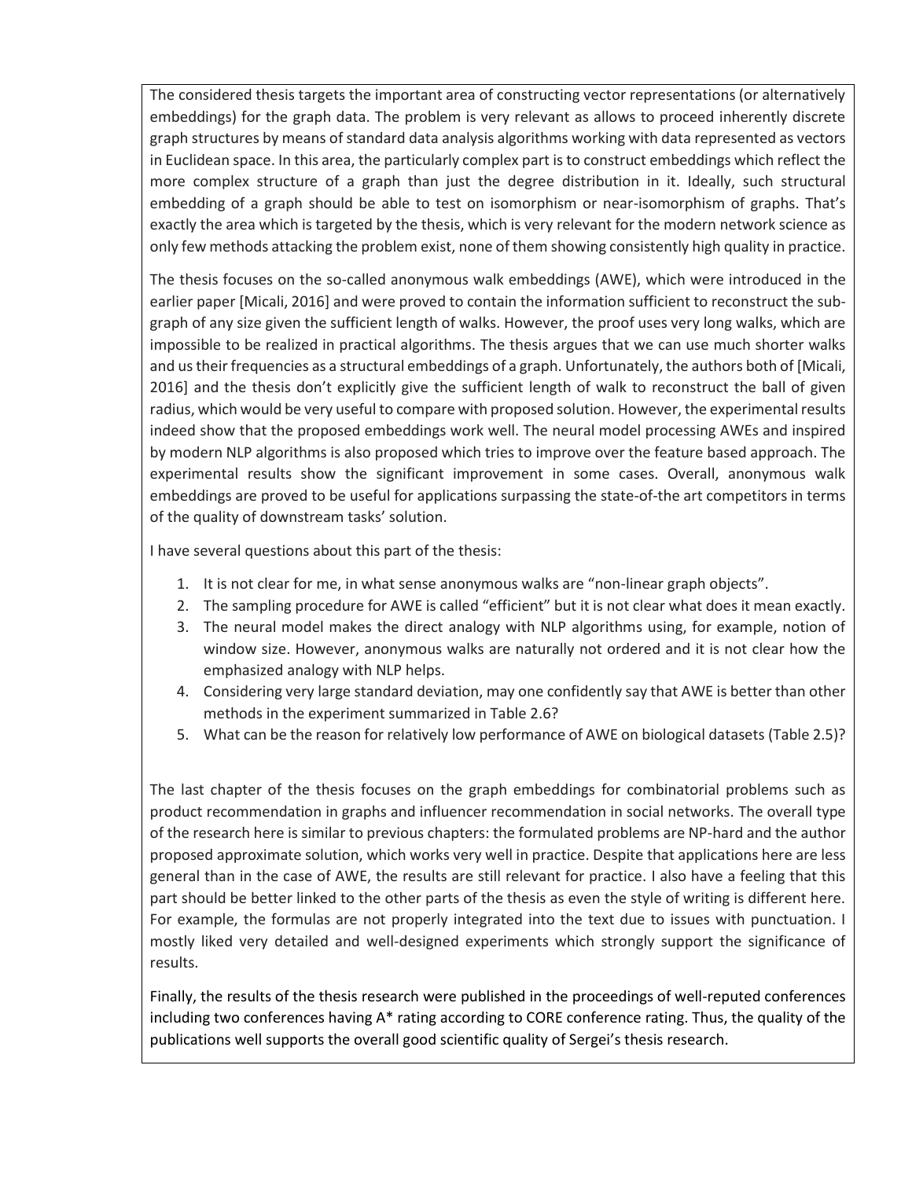The considered thesis targets the important area of constructing vector representations (or alternatively embeddings) for the graph data. The problem is very relevant as allows to proceed inherently discrete graph structures by means of standard data analysis algorithms working with data represented as vectors in Euclidean space. In this area, the particularly complex part is to construct embeddings which reflect the more complex structure of a graph than just the degree distribution in it. Ideally, such structural embedding of a graph should be able to test on isomorphism or near-isomorphism of graphs. That's exactly the area which is targeted by the thesis, which is very relevant for the modern network science as only few methods attacking the problem exist, none of them showing consistently high quality in practice.

The thesis focuses on the so-called anonymous walk embeddings (AWE), which were introduced in the earlier paper [Micali, 2016] and were proved to contain the information sufficient to reconstruct the sub-graph of any size given the sufficient length of walks. However, the proof uses very long walks, which are impossible to be realized in practical algorithms. The thesis argues that we can use much shorter walks and us their frequencies as a structural embeddings of a graph. Unfortunately, the authors both of [Micali, 2016] and the thesis don't explicitly give the sufficient length of walk to reconstruct the ball of given radius, which would be very useful to compare with proposed solution. However, the experimental results indeed show that the proposed embeddings work well. The neural model processing AWEs and inspired by modern NLP algorithms is also proposed which tries to improve over the feature based approach. The experimental results show the significant improvement in some cases. Overall, anonymous walk embeddings are proved to be useful for applications surpassing the state-of-the art competitors in terms of the quality of downstream tasks' solution.

I have several questions about this part of the thesis:

1. It is not clear for me, in what sense anonymous walks are "non-linear graph objects".
2. The sampling procedure for AWE is called "efficient" but it is not clear what does it mean exactly.
3. The neural model makes the direct analogy with NLP algorithms using, for example, notion of window size. However, anonymous walks are naturally not ordered and it is not clear how the emphasized analogy with NLP helps.
4. Considering very large standard deviation, may one confidently say that AWE is better than other methods in the experiment summarized in Table 2.6?
5. What can be the reason for relatively low performance of AWE on biological datasets (Table 2.5)?

The last chapter of the thesis focuses on the graph embeddings for combinatorial problems such as product recommendation in graphs and influencer recommendation in social networks. The overall type of the research here is similar to previous chapters: the formulated problems are NP-hard and the author proposed approximate solution, which works very well in practice. Despite that applications here are less general than in the case of AWE, the results are still relevant for practice. I also have a feeling that this part should be better linked to the other parts of the thesis as even the style of writing is different here. For example, the formulas are not properly integrated into the text due to issues with punctuation. I mostly liked very detailed and well-designed experiments which strongly support the significance of results.

Finally, the results of the thesis research were published in the proceedings of well-reputed conferences including two conferences having A* rating according to CORE conference rating. Thus, the quality of the publications well supports the overall good scientific quality of Sergei's thesis research.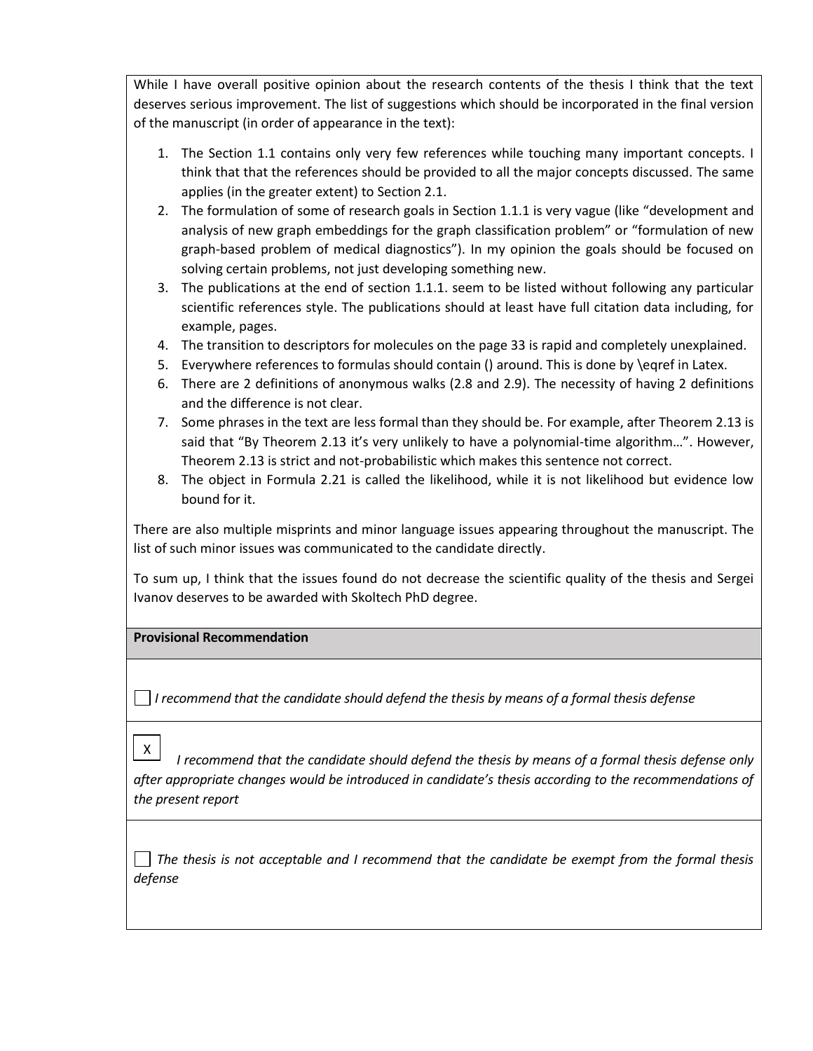While I have overall positive opinion about the research contents of the thesis I think that the text deserves serious improvement. The list of suggestions which should be incorporated in the final version of the manuscript (in order of appearance in the text):

1. The Section 1.1 contains only very few references while touching many important concepts. I think that that the references should be provided to all the major concepts discussed. The same applies (in the greater extent) to Section 2.1.
2. The formulation of some of research goals in Section 1.1.1 is very vague (like "development and analysis of new graph embeddings for the graph classification problem" or "formulation of new graph-based problem of medical diagnostics"). In my opinion the goals should be focused on solving certain problems, not just developing something new.
3. The publications at the end of section 1.1.1. seem to be listed without following any particular scientific references style. The publications should at least have full citation data including, for example, pages.
4. The transition to descriptors for molecules on the page 33 is rapid and completely unexplained.
5. Everywhere references to formulas should contain () around. This is done by \eqref in Latex.
6. There are 2 definitions of anonymous walks (2.8 and 2.9). The necessity of having 2 definitions and the difference is not clear.
7. Some phrases in the text are less formal than they should be. For example, after Theorem 2.13 is said that "By Theorem 2.13 it's very unlikely to have a polynomial-time algorithm…". However, Theorem 2.13 is strict and not-probabilistic which makes this sentence not correct.
8. The object in Formula 2.21 is called the likelihood, while it is not likelihood but evidence low bound for it.

There are also multiple misprints and minor language issues appearing throughout the manuscript. The list of such minor issues was communicated to the candidate directly.

To sum up, I think that the issues found do not decrease the scientific quality of the thesis and Sergei Ivanov deserves to be awarded with Skoltech PhD degree.

**Provisional Recommendation**

☐ *I recommend that the candidate should defend the thesis by means of a formal thesis defense*

☒ *I recommend that the candidate should defend the thesis by means of a formal thesis defense only after appropriate changes would be introduced in candidate's thesis according to the recommendations of the present report*

☐ *The thesis is not acceptable and I recommend that the candidate be exempt from the formal thesis defense*